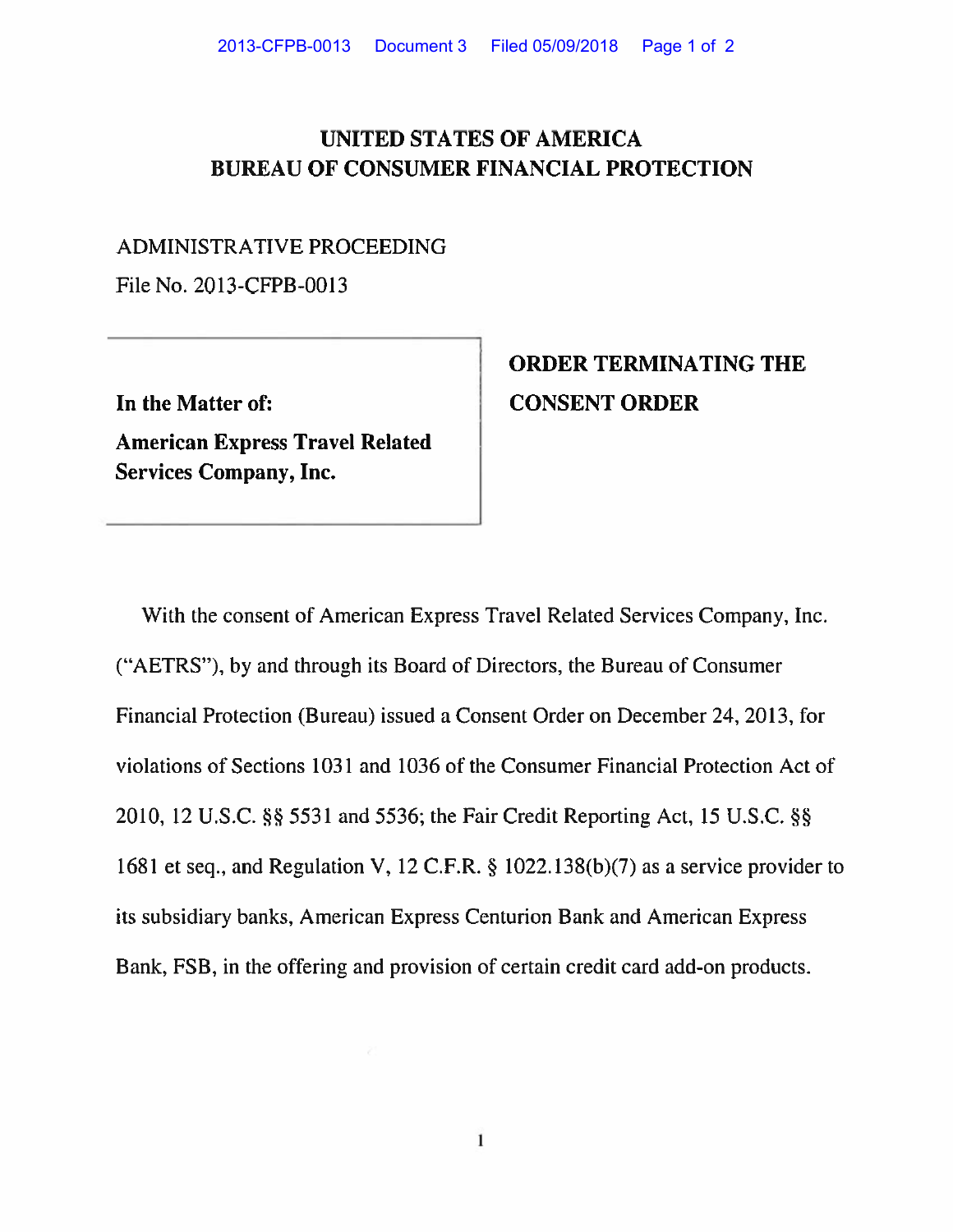# UNITED STATES OF AMERICA
# BUREAU OF CONSUMER FINANCIAL PROTECTION

ADMINISTRATIVE PROCEEDING

File No. 2013-CFPB-0013

**In the Matter of:**

**American Express Travel Related Services Company, Inc.**

## ORDER TERMINATING THE CONSENT ORDER

With the consent of American Express Travel Related Services Company, Inc. ("AETRS"), by and through its Board of Directors, the Bureau of Consumer Financial Protection (Bureau) issued a Consent Order on December 24, 2013, for violations of Sections 1031 and 1036 of the Consumer Financial Protection Act of 2010, 12 U.S.C. §§ 5531 and 5536; the Fair Credit Reporting Act, 15 U.S.C. §§ 1681 et seq., and Regulation V, 12 C.F.R. § 1022.138(b)(7) as a service provider to its subsidiary banks, American Express Centurion Bank and American Express Bank, FSB, in the offering and provision of certain credit card add-on products.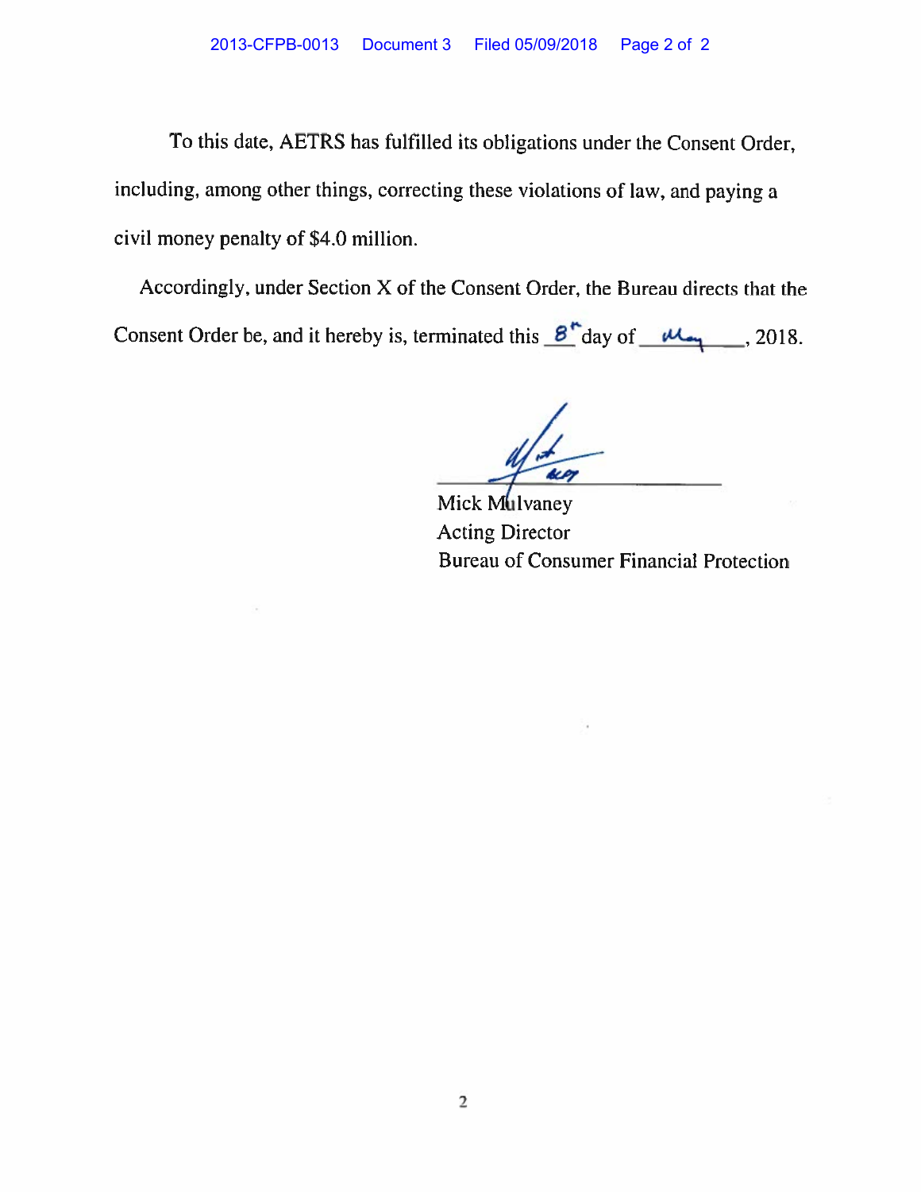To this date, AETRS has fulfilled its obligations under the Consent Order, including, among other things, correcting these violations of law, and paying a civil money penalty of $4.0 million.

Accordingly, under Section X of the Consent Order, the Bureau directs that the Consent Order be, and it hereby is, terminated this 8th day of May, 2018.

Mick Mulvaney
Acting Director
Bureau of Consumer Financial Protection